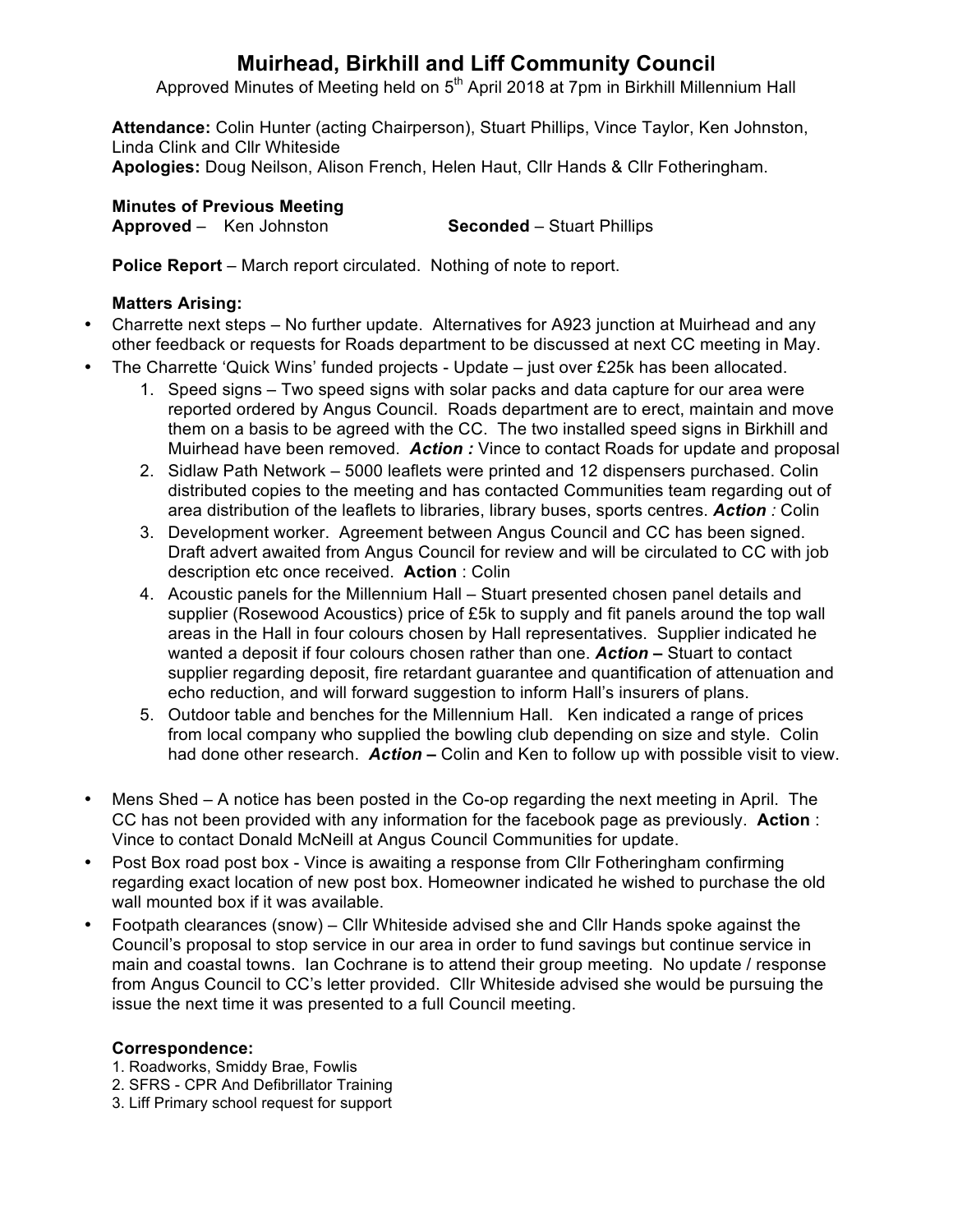# Muirhead, Birkhill and Liff Community Council

Approved Minutes of Meeting held on 5th April 2018 at 7pm in Birkhill Millennium Hall

**Attendance:** Colin Hunter (acting Chairperson), Stuart Phillips, Vince Taylor, Ken Johnston, Linda Clink and Cllr Whiteside
**Apologies:** Doug Neilson, Alison French, Helen Haut, Cllr Hands & Cllr Fotheringham.

**Minutes of Previous Meeting**
**Approved** – Ken Johnston **Seconded** – Stuart Phillips

**Police Report** – March report circulated. Nothing of note to report.

**Matters Arising:**

- Charrette next steps – No further update. Alternatives for A923 junction at Muirhead and any other feedback or requests for Roads department to be discussed at next CC meeting in May.
- The Charrette 'Quick Wins' funded projects - Update – just over £25k has been allocated.
    1. Speed signs – Two speed signs with solar packs and data capture for our area were reported ordered by Angus Council. Roads department are to erect, maintain and move them on a basis to be agreed with the CC. The two installed speed signs in Birkhill and Muirhead have been removed. ***Action :*** Vince to contact Roads for update and proposal
    2. Sidlaw Path Network – 5000 leaflets were printed and 12 dispensers purchased. Colin distributed copies to the meeting and has contacted Communities team regarding out of area distribution of the leaflets to libraries, library buses, sports centres. ***Action :*** Colin
    3. Development worker. Agreement between Angus Council and CC has been signed. Draft advert awaited from Angus Council for review and will be circulated to CC with job description etc once received. **Action** : Colin
    4. Acoustic panels for the Millennium Hall – Stuart presented chosen panel details and supplier (Rosewood Acoustics) price of £5k to supply and fit panels around the top wall areas in the Hall in four colours chosen by Hall representatives. Supplier indicated he wanted a deposit if four colours chosen rather than one. ***Action –*** Stuart to contact supplier regarding deposit, fire retardant guarantee and quantification of attenuation and echo reduction, and will forward suggestion to inform Hall's insurers of plans.
    5. Outdoor table and benches for the Millennium Hall. Ken indicated a range of prices from local company who supplied the bowling club depending on size and style. Colin had done other research. ***Action –*** Colin and Ken to follow up with possible visit to view.
- Mens Shed – A notice has been posted in the Co-op regarding the next meeting in April. The CC has not been provided with any information for the facebook page as previously. **Action** : Vince to contact Donald McNeill at Angus Council Communities for update.
- Post Box road post box - Vince is awaiting a response from Cllr Fotheringham confirming regarding exact location of new post box. Homeowner indicated he wished to purchase the old wall mounted box if it was available.
- Footpath clearances (snow) – Cllr Whiteside advised she and Cllr Hands spoke against the Council's proposal to stop service in our area in order to fund savings but continue service in main and coastal towns. Ian Cochrane is to attend their group meeting. No update / response from Angus Council to CC's letter provided. Cllr Whiteside advised she would be pursuing the issue the next time it was presented to a full Council meeting.

**Correspondence:**

1. Roadworks, Smiddy Brae, Fowlis
2. SFRS - CPR And Defibrillator Training
3. Liff Primary school request for support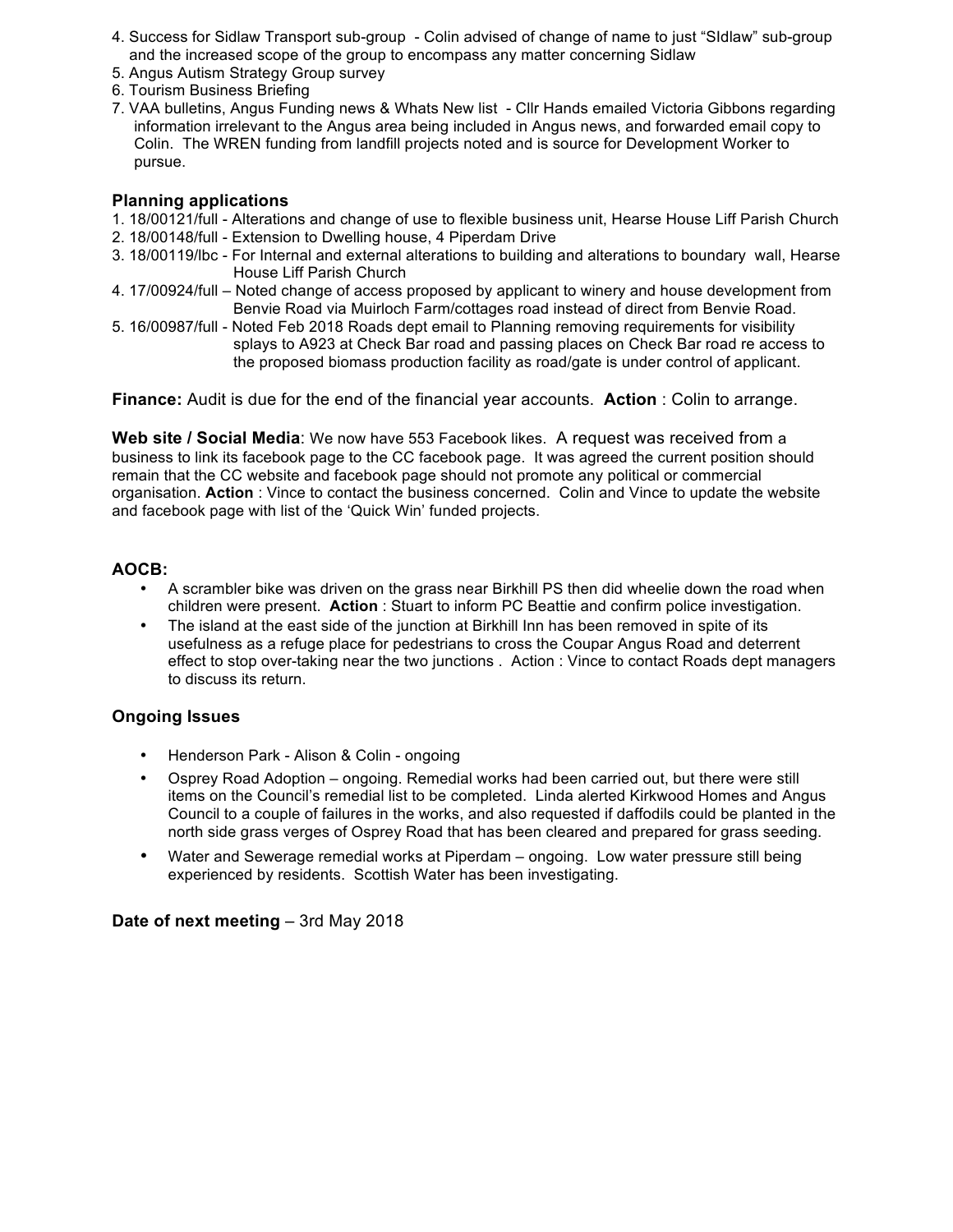4. Success for Sidlaw Transport sub-group - Colin advised of change of name to just "SIdlaw" sub-group and the increased scope of the group to encompass any matter concerning Sidlaw
5. Angus Autism Strategy Group survey
6. Tourism Business Briefing
7. VAA bulletins, Angus Funding news & Whats New list - Cllr Hands emailed Victoria Gibbons regarding information irrelevant to the Angus area being included in Angus news, and forwarded email copy to Colin. The WREN funding from landfill projects noted and is source for Development Worker to pursue.

### Planning applications

1. 18/00121/full - Alterations and change of use to flexible business unit, Hearse House Liff Parish Church
2. 18/00148/full - Extension to Dwelling house, 4 Piperdam Drive
3. 18/00119/lbc - For Internal and external alterations to building and alterations to boundary wall, Hearse House Liff Parish Church
4. 17/00924/full – Noted change of access proposed by applicant to winery and house development from Benvie Road via Muirloch Farm/cottages road instead of direct from Benvie Road.
5. 16/00987/full - Noted Feb 2018 Roads dept email to Planning removing requirements for visibility splays to A923 at Check Bar road and passing places on Check Bar road re access to the proposed biomass production facility as road/gate is under control of applicant.

**Finance:** Audit is due for the end of the financial year accounts. **Action** : Colin to arrange.

**Web site / Social Media**: We now have 553 Facebook likes. A request was received from a business to link its facebook page to the CC facebook page. It was agreed the current position should remain that the CC website and facebook page should not promote any political or commercial organisation. **Action** : Vince to contact the business concerned. Colin and Vince to update the website and facebook page with list of the 'Quick Win' funded projects.

### AOCB:

- A scrambler bike was driven on the grass near Birkhill PS then did wheelie down the road when children were present. **Action** : Stuart to inform PC Beattie and confirm police investigation.
- The island at the east side of the junction at Birkhill Inn has been removed in spite of its usefulness as a refuge place for pedestrians to cross the Coupar Angus Road and deterrent effect to stop over-taking near the two junctions . Action : Vince to contact Roads dept managers to discuss its return.

### Ongoing Issues

- Henderson Park - Alison & Colin - ongoing
- Osprey Road Adoption – ongoing. Remedial works had been carried out, but there were still items on the Council's remedial list to be completed. Linda alerted Kirkwood Homes and Angus Council to a couple of failures in the works, and also requested if daffodils could be planted in the north side grass verges of Osprey Road that has been cleared and prepared for grass seeding.
- Water and Sewerage remedial works at Piperdam – ongoing. Low water pressure still being experienced by residents. Scottish Water has been investigating.

**Date of next meeting** – 3rd May 2018